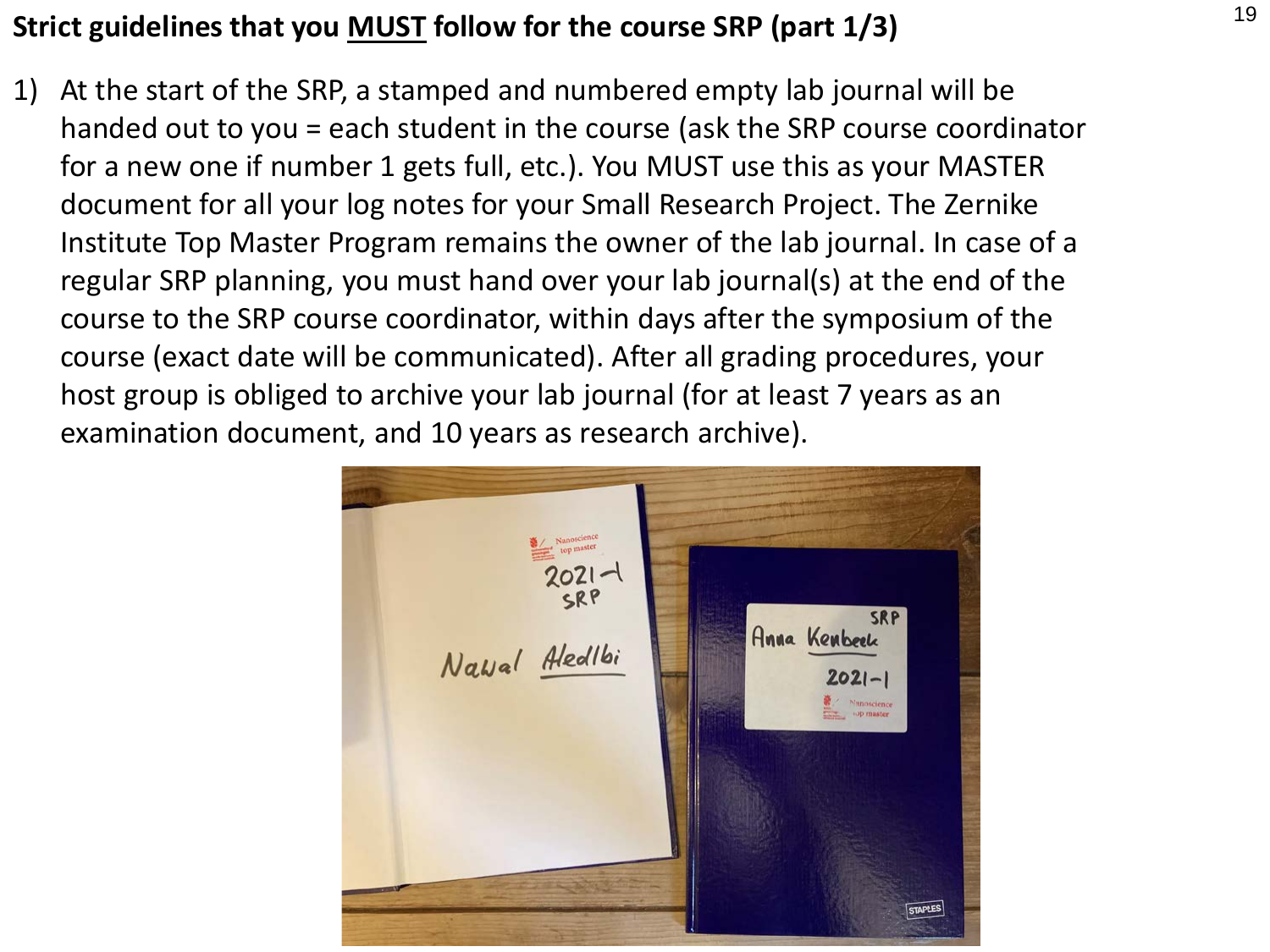# Strict guidelines that you <u>MUST</u> follow for the course SRP (part 1/3)

1) At the start of the SRP, a stamped and numbered empty lab journal will be handed out to you = each student in the course (ask the SRP course coordinator for a new one if number 1 gets full, etc.). You MUST use this as your MASTER document for all your log notes for your Small Research Project. The Zernike Institute Top Master Program remains the owner of the lab journal. In case of a regular SRP planning, you must hand over your lab journal(s) at the end of the course to the SRP course coordinator, within days after the symposium of the course (exact date will be communicated). After all grading procedures, your host group is obliged to archive your lab journal (for at least 7 years as an examination document, and 10 years as research archive).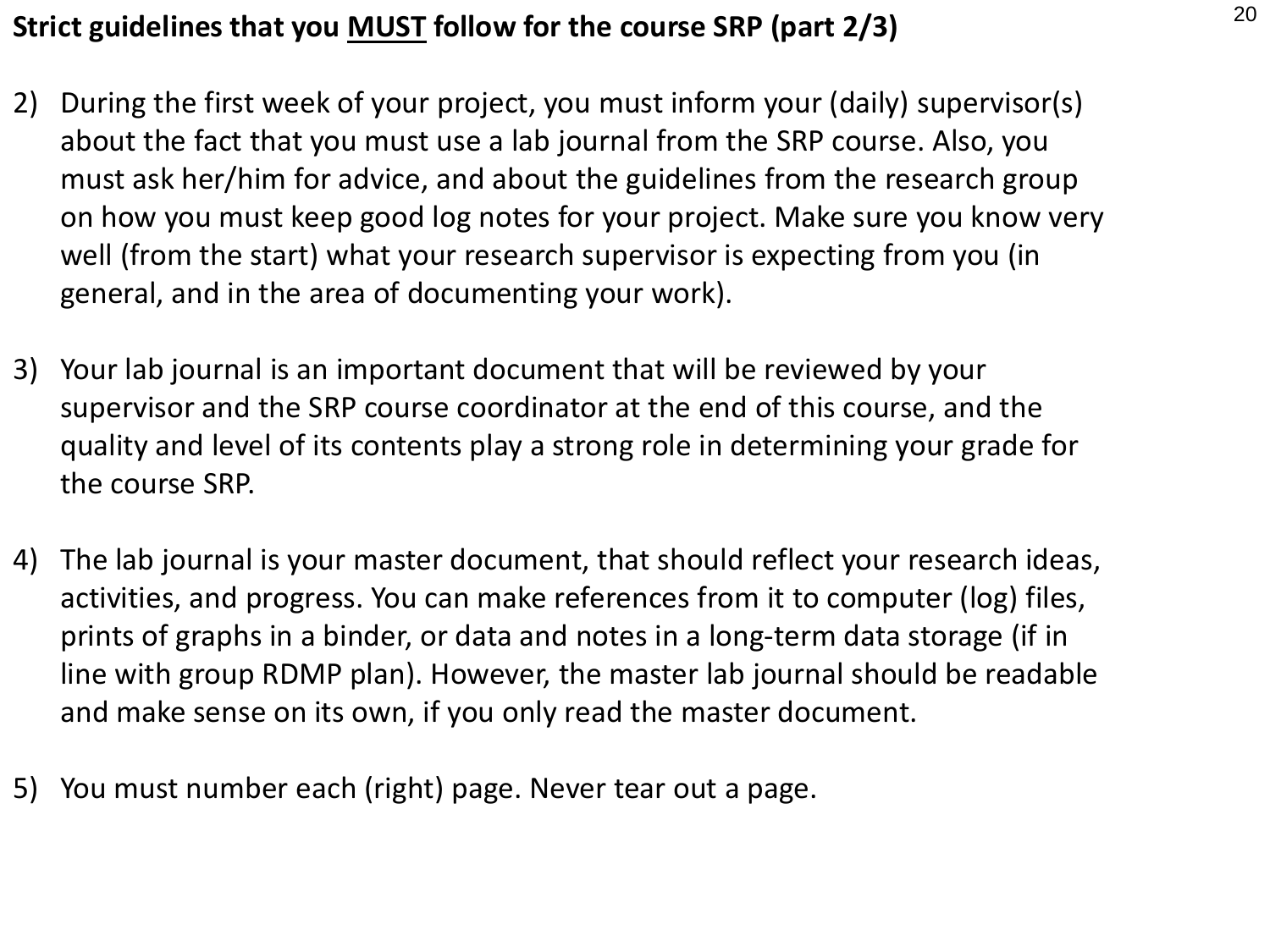**Strict guidelines that you <u>MUST</u> follow for the course SRP (part 2/3)**

2) During the first week of your project, you must inform your (daily) supervisor(s) about the fact that you must use a lab journal from the SRP course. Also, you must ask her/him for advice, and about the guidelines from the research group on how you must keep good log notes for your project. Make sure you know very well (from the start) what your research supervisor is expecting from you (in general, and in the area of documenting your work).

3) Your lab journal is an important document that will be reviewed by your supervisor and the SRP course coordinator at the end of this course, and the quality and level of its contents play a strong role in determining your grade for the course SRP.

4) The lab journal is your master document, that should reflect your research ideas, activities, and progress. You can make references from it to computer (log) files, prints of graphs in a binder, or data and notes in a long-term data storage (if in line with group RDMP plan). However, the master lab journal should be readable and make sense on its own, if you only read the master document.

5) You must number each (right) page. Never tear out a page.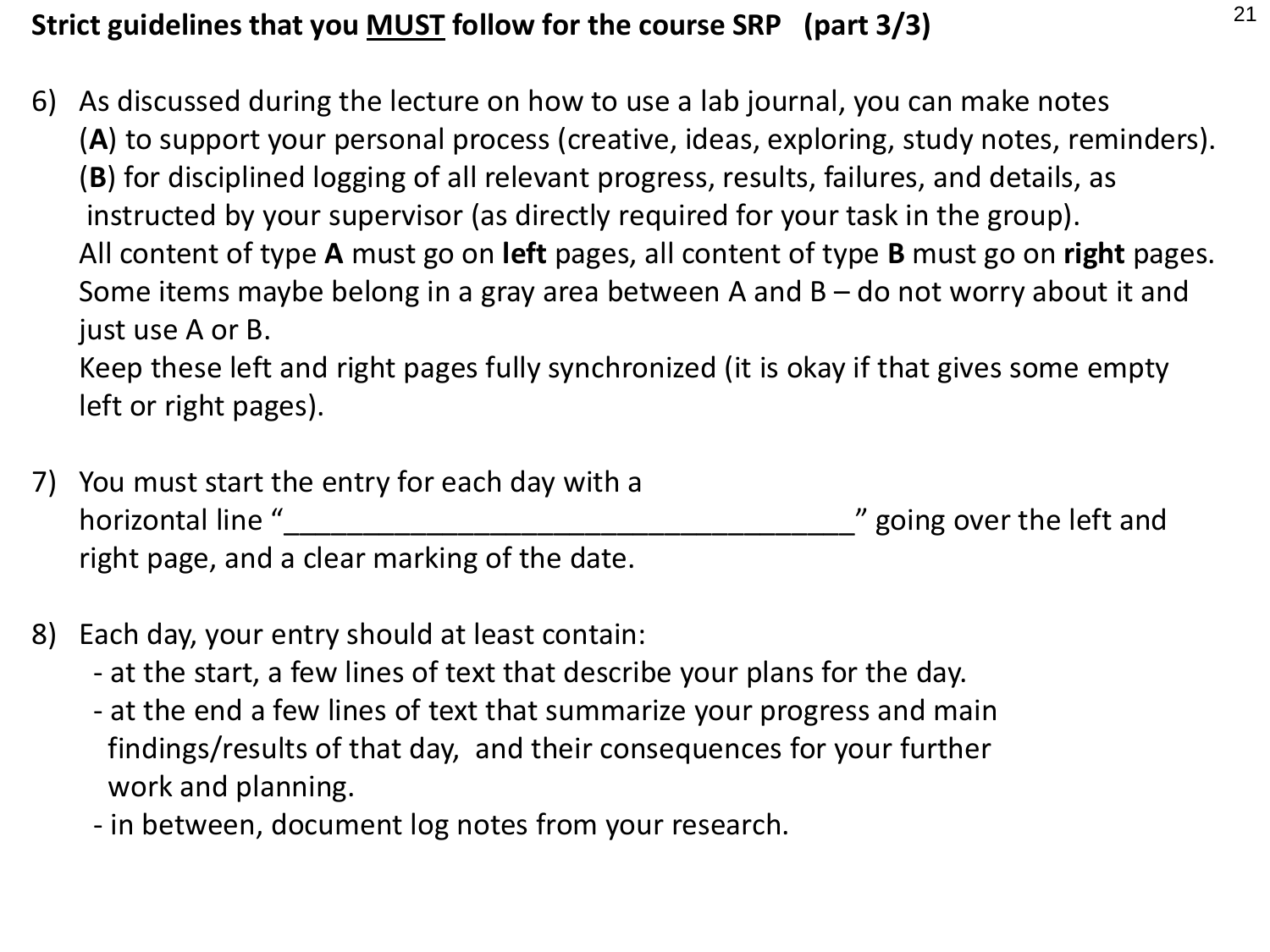**Strict guidelines that you MUST follow for the course SRP (part 3/3)**

6) As discussed during the lecture on how to use a lab journal, you can make notes
   (**A**) to support your personal process (creative, ideas, exploring, study notes, reminders).
   (**B**) for disciplined logging of all relevant progress, results, failures, and details, as instructed by your supervisor (as directly required for your task in the group).
   All content of type **A** must go on **left** pages, all content of type **B** must go on **right** pages.
   Some items maybe belong in a gray area between A and B – do not worry about it and just use A or B.
   Keep these left and right pages fully synchronized (it is okay if that gives some empty left or right pages).

7) You must start the entry for each day with a horizontal line "____________________________________" going over the left and right page, and a clear marking of the date.

8) Each day, your entry should at least contain:
   - at the start, a few lines of text that describe your plans for the day.
   - at the end a few lines of text that summarize your progress and main findings/results of that day, and their consequences for your further work and planning.
   - in between, document log notes from your research.